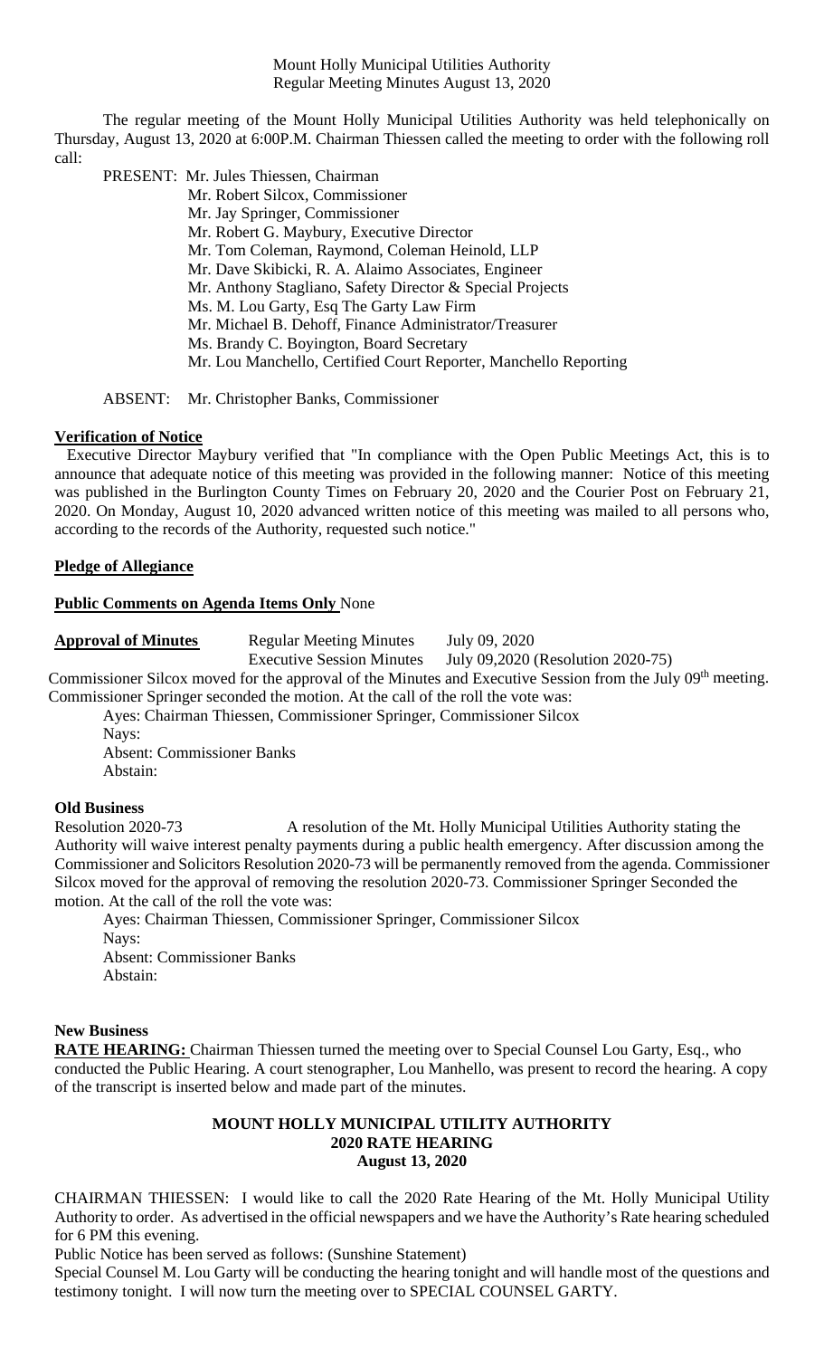Mount Holly Municipal Utilities Authority
Regular Meeting Minutes August 13, 2020

The regular meeting of the Mount Holly Municipal Utilities Authority was held telephonically on Thursday, August 13, 2020 at 6:00P.M. Chairman Thiessen called the meeting to order with the following roll call:

PRESENT: Mr. Jules Thiessen, Chairman
Mr. Robert Silcox, Commissioner
Mr. Jay Springer, Commissioner
Mr. Robert G. Maybury, Executive Director
Mr. Tom Coleman, Raymond, Coleman Heinold, LLP
Mr. Dave Skibicki, R. A. Alaimo Associates, Engineer
Mr. Anthony Stagliano, Safety Director & Special Projects
Ms. M. Lou Garty, Esq The Garty Law Firm
Mr. Michael B. Dehoff, Finance Administrator/Treasurer
Ms. Brandy C. Boyington, Board Secretary
Mr. Lou Manchello, Certified Court Reporter, Manchello Reporting

ABSENT: Mr. Christopher Banks, Commissioner

**Verification of Notice**

Executive Director Maybury verified that "In compliance with the Open Public Meetings Act, this is to announce that adequate notice of this meeting was provided in the following manner: Notice of this meeting was published in the Burlington County Times on February 20, 2020 and the Courier Post on February 21, 2020. On Monday, August 10, 2020 advanced written notice of this meeting was mailed to all persons who, according to the records of the Authority, requested such notice."

**Pledge of Allegiance**

**Public Comments on Agenda Items Only** None

**Approval of Minutes** Regular Meeting Minutes July 09, 2020
Executive Session Minutes July 09,2020 (Resolution 2020-75)

Commissioner Silcox moved for the approval of the Minutes and Executive Session from the July 09th meeting. Commissioner Springer seconded the motion. At the call of the roll the vote was:

Ayes: Chairman Thiessen, Commissioner Springer, Commissioner Silcox
Nays:
Absent: Commissioner Banks
Abstain:

**Old Business**

Resolution 2020-73 A resolution of the Mt. Holly Municipal Utilities Authority stating the Authority will waive interest penalty payments during a public health emergency. After discussion among the Commissioner and Solicitors Resolution 2020-73 will be permanently removed from the agenda. Commissioner Silcox moved for the approval of removing the resolution 2020-73. Commissioner Springer Seconded the motion. At the call of the roll the vote was:

Ayes: Chairman Thiessen, Commissioner Springer, Commissioner Silcox
Nays:
Absent: Commissioner Banks
Abstain:

**New Business**

**RATE HEARING:** Chairman Thiessen turned the meeting over to Special Counsel Lou Garty, Esq., who conducted the Public Hearing. A court stenographer, Lou Manhello, was present to record the hearing. A copy of the transcript is inserted below and made part of the minutes.

**MOUNT HOLLY MUNICIPAL UTILITY AUTHORITY**
**2020 RATE HEARING**
**August 13, 2020**

CHAIRMAN THIESSEN: I would like to call the 2020 Rate Hearing of the Mt. Holly Municipal Utility Authority to order. As advertised in the official newspapers and we have the Authority's Rate hearing scheduled for 6 PM this evening.

Public Notice has been served as follows: (Sunshine Statement)

Special Counsel M. Lou Garty will be conducting the hearing tonight and will handle most of the questions and testimony tonight. I will now turn the meeting over to SPECIAL COUNSEL GARTY.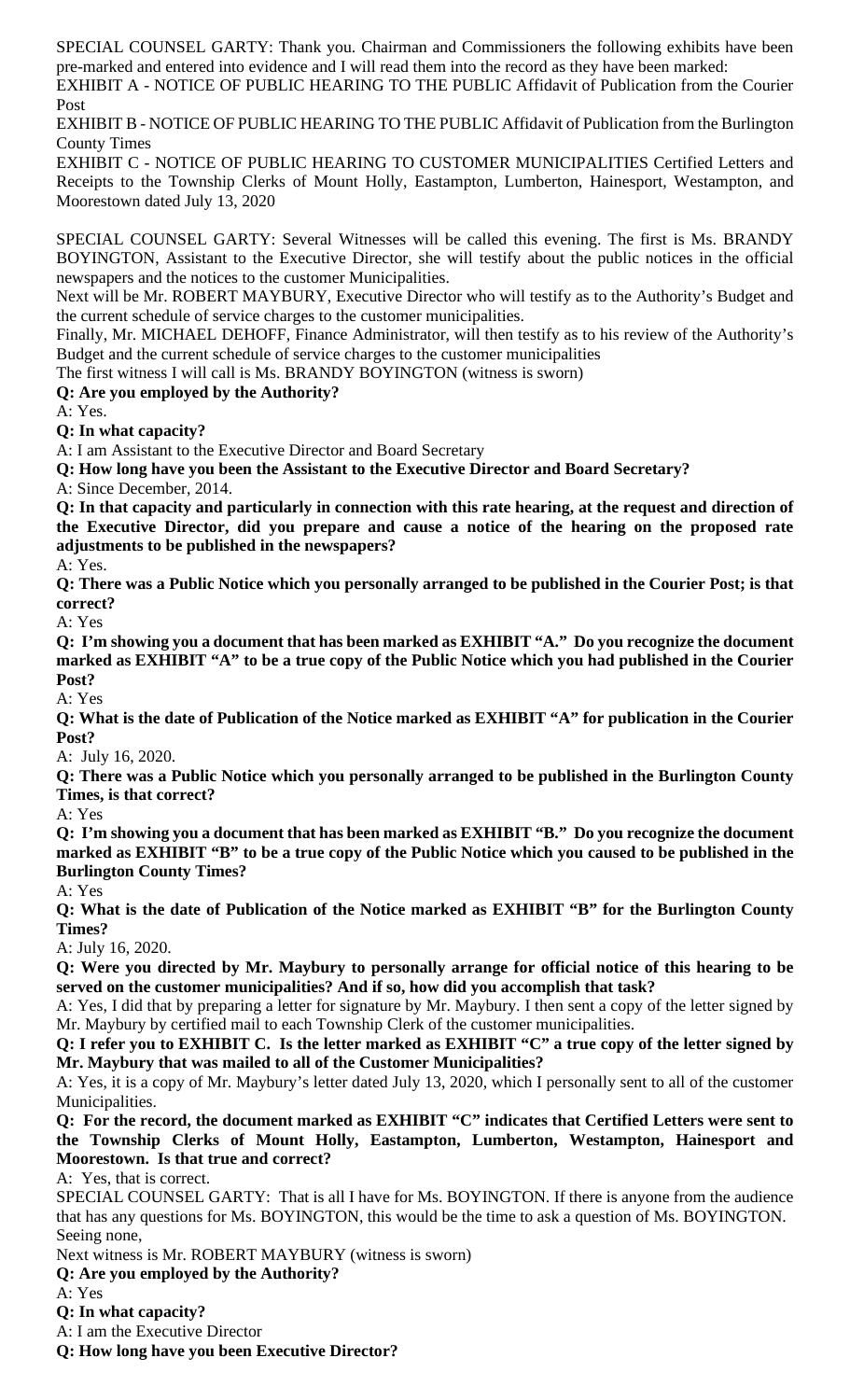SPECIAL COUNSEL GARTY: Thank you. Chairman and Commissioners the following exhibits have been pre-marked and entered into evidence and I will read them into the record as they have been marked:

EXHIBIT A - NOTICE OF PUBLIC HEARING TO THE PUBLIC Affidavit of Publication from the Courier Post

EXHIBIT B - NOTICE OF PUBLIC HEARING TO THE PUBLIC Affidavit of Publication from the Burlington County Times

EXHIBIT C - NOTICE OF PUBLIC HEARING TO CUSTOMER MUNICIPALITIES Certified Letters and Receipts to the Township Clerks of Mount Holly, Eastampton, Lumberton, Hainesport, Westampton, and Moorestown dated July 13, 2020

SPECIAL COUNSEL GARTY: Several Witnesses will be called this evening. The first is Ms. BRANDY BOYINGTON, Assistant to the Executive Director, she will testify about the public notices in the official newspapers and the notices to the customer Municipalities.

Next will be Mr. ROBERT MAYBURY, Executive Director who will testify as to the Authority's Budget and the current schedule of service charges to the customer municipalities.

Finally, Mr. MICHAEL DEHOFF, Finance Administrator, will then testify as to his review of the Authority's Budget and the current schedule of service charges to the customer municipalities

The first witness I will call is Ms. BRANDY BOYINGTON (witness is sworn)

**Q: Are you employed by the Authority?**

A: Yes.

**Q: In what capacity?**

A: I am Assistant to the Executive Director and Board Secretary

**Q: How long have you been the Assistant to the Executive Director and Board Secretary?**

A: Since December, 2014.

**Q: In that capacity and particularly in connection with this rate hearing, at the request and direction of the Executive Director, did you prepare and cause a notice of the hearing on the proposed rate adjustments to be published in the newspapers?**

A: Yes.

**Q: There was a Public Notice which you personally arranged to be published in the Courier Post; is that correct?**

A: Yes

**Q: I'm showing you a document that has been marked as EXHIBIT "A." Do you recognize the document marked as EXHIBIT "A" to be a true copy of the Public Notice which you had published in the Courier Post?**

A: Yes

**Q: What is the date of Publication of the Notice marked as EXHIBIT "A" for publication in the Courier Post?**

A: July 16, 2020.

**Q: There was a Public Notice which you personally arranged to be published in the Burlington County Times, is that correct?**

A: Yes

**Q: I'm showing you a document that has been marked as EXHIBIT "B." Do you recognize the document marked as EXHIBIT "B" to be a true copy of the Public Notice which you caused to be published in the Burlington County Times?**

A: Yes

**Q: What is the date of Publication of the Notice marked as EXHIBIT "B" for the Burlington County Times?**

A: July 16, 2020.

**Q: Were you directed by Mr. Maybury to personally arrange for official notice of this hearing to be served on the customer municipalities? And if so, how did you accomplish that task?**

A: Yes, I did that by preparing a letter for signature by Mr. Maybury. I then sent a copy of the letter signed by Mr. Maybury by certified mail to each Township Clerk of the customer municipalities.

**Q: I refer you to EXHIBIT C. Is the letter marked as EXHIBIT "C" a true copy of the letter signed by Mr. Maybury that was mailed to all of the Customer Municipalities?**

A: Yes, it is a copy of Mr. Maybury's letter dated July 13, 2020, which I personally sent to all of the customer Municipalities.

**Q: For the record, the document marked as EXHIBIT "C" indicates that Certified Letters were sent to the Township Clerks of Mount Holly, Eastampton, Lumberton, Westampton, Hainesport and Moorestown. Is that true and correct?**

A: Yes, that is correct.

SPECIAL COUNSEL GARTY: That is all I have for Ms. BOYINGTON. If there is anyone from the audience that has any questions for Ms. BOYINGTON, this would be the time to ask a question of Ms. BOYINGTON. Seeing none,

Next witness is Mr. ROBERT MAYBURY (witness is sworn)

**Q: Are you employed by the Authority?**

A: Yes

**Q: In what capacity?**

A: I am the Executive Director

**Q: How long have you been Executive Director?**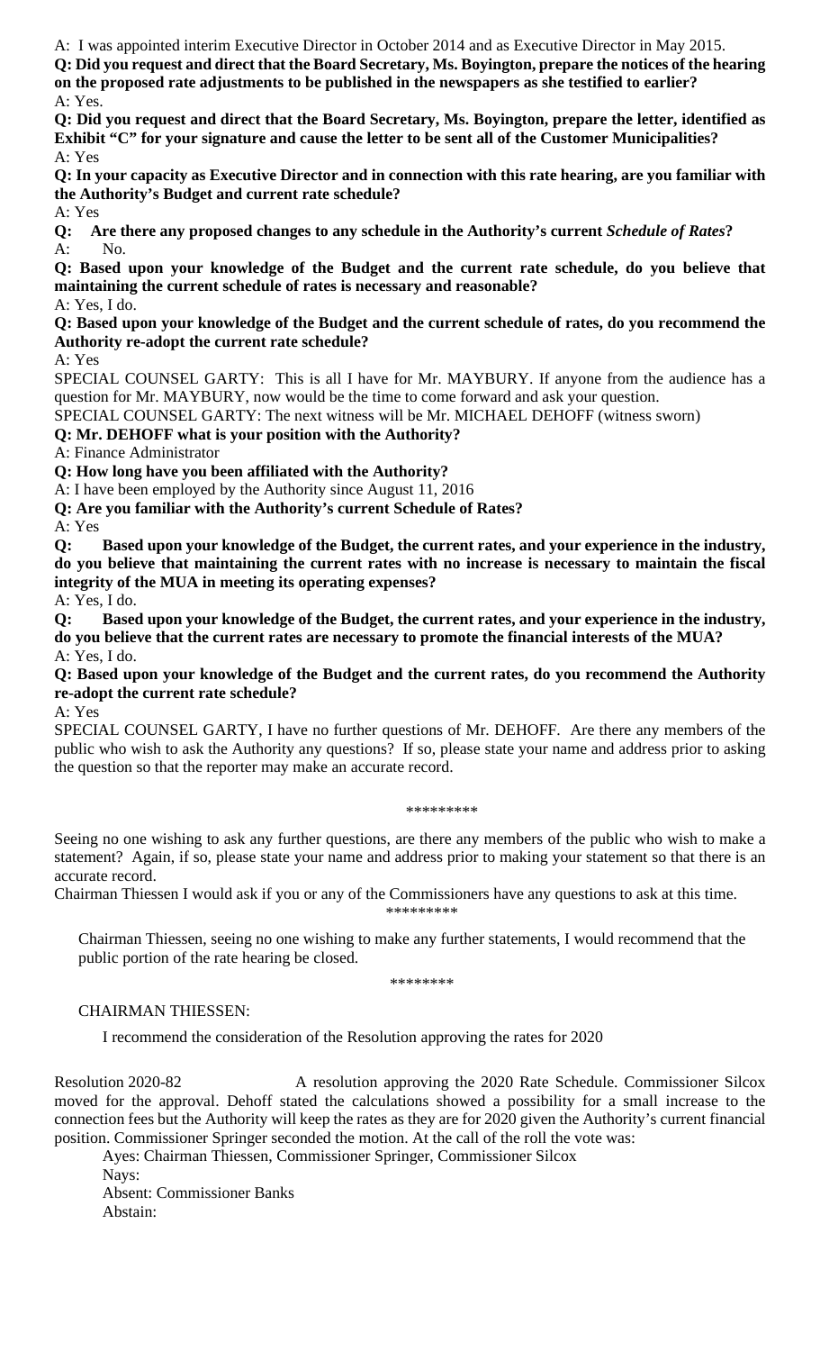A: I was appointed interim Executive Director in October 2014 and as Executive Director in May 2015.

**Q: Did you request and direct that the Board Secretary, Ms. Boyington, prepare the notices of the hearing on the proposed rate adjustments to be published in the newspapers as she testified to earlier?**

A: Yes.

**Q: Did you request and direct that the Board Secretary, Ms. Boyington, prepare the letter, identified as Exhibit "C" for your signature and cause the letter to be sent all of the Customer Municipalities?**

A: Yes

**Q: In your capacity as Executive Director and in connection with this rate hearing, are you familiar with the Authority's Budget and current rate schedule?**

A: Yes

**Q: Are there any proposed changes to any schedule in the Authority's current *Schedule of Rates*?**

A: No.

**Q: Based upon your knowledge of the Budget and the current rate schedule, do you believe that maintaining the current schedule of rates is necessary and reasonable?**

A: Yes, I do.

**Q: Based upon your knowledge of the Budget and the current schedule of rates, do you recommend the Authority re-adopt the current rate schedule?**

A: Yes

SPECIAL COUNSEL GARTY: This is all I have for Mr. MAYBURY. If anyone from the audience has a question for Mr. MAYBURY, now would be the time to come forward and ask your question.

SPECIAL COUNSEL GARTY: The next witness will be Mr. MICHAEL DEHOFF (witness sworn)

**Q: Mr. DEHOFF what is your position with the Authority?**

A: Finance Administrator

**Q: How long have you been affiliated with the Authority?**

A: I have been employed by the Authority since August 11, 2016

**Q: Are you familiar with the Authority's current Schedule of Rates?**

A: Yes

**Q: Based upon your knowledge of the Budget, the current rates, and your experience in the industry, do you believe that maintaining the current rates with no increase is necessary to maintain the fiscal integrity of the MUA in meeting its operating expenses?**

A: Yes, I do.

**Q: Based upon your knowledge of the Budget, the current rates, and your experience in the industry, do you believe that the current rates are necessary to promote the financial interests of the MUA?**

A: Yes, I do.

**Q: Based upon your knowledge of the Budget and the current rates, do you recommend the Authority re-adopt the current rate schedule?**

A: Yes

SPECIAL COUNSEL GARTY, I have no further questions of Mr. DEHOFF. Are there any members of the public who wish to ask the Authority any questions? If so, please state your name and address prior to asking the question so that the reporter may make an accurate record.

*********

Seeing no one wishing to ask any further questions, are there any members of the public who wish to make a statement? Again, if so, please state your name and address prior to making your statement so that there is an accurate record.

Chairman Thiessen I would ask if you or any of the Commissioners have any questions to ask at this time.

*********

Chairman Thiessen, seeing no one wishing to make any further statements, I would recommend that the public portion of the rate hearing be closed.

********

CHAIRMAN THIESSEN:

I recommend the consideration of the Resolution approving the rates for 2020

Resolution 2020-82 A resolution approving the 2020 Rate Schedule. Commissioner Silcox moved for the approval. Dehoff stated the calculations showed a possibility for a small increase to the connection fees but the Authority will keep the rates as they are for 2020 given the Authority's current financial position. Commissioner Springer seconded the motion. At the call of the roll the vote was:

Ayes: Chairman Thiessen, Commissioner Springer, Commissioner Silcox

Nays:

Absent: Commissioner Banks

Abstain: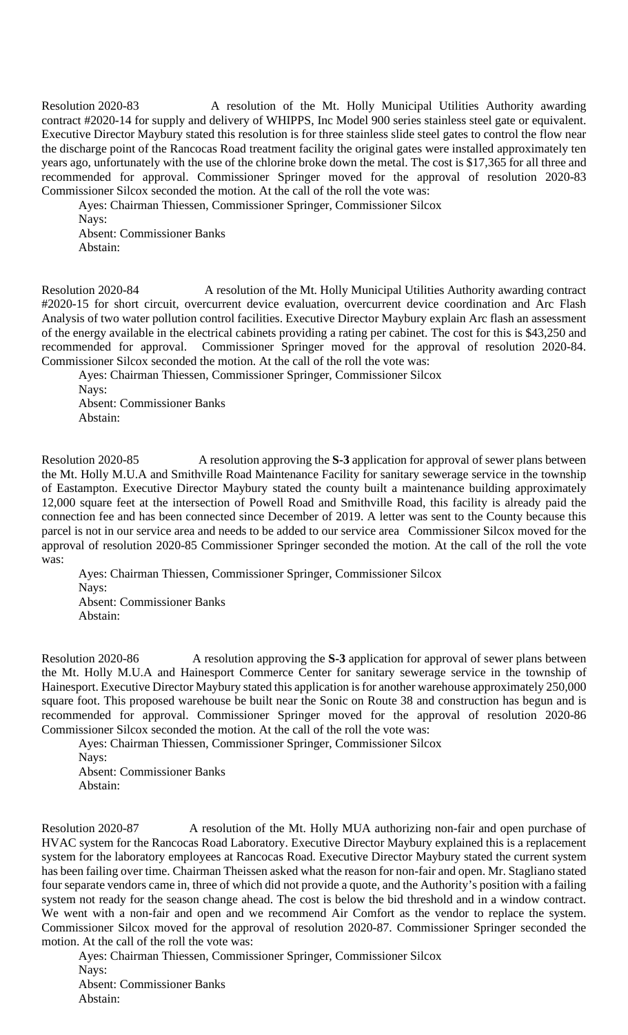Resolution 2020-83 A resolution of the Mt. Holly Municipal Utilities Authority awarding contract #2020-14 for supply and delivery of WHIPPS, Inc Model 900 series stainless steel gate or equivalent. Executive Director Maybury stated this resolution is for three stainless slide steel gates to control the flow near the discharge point of the Rancocas Road treatment facility the original gates were installed approximately ten years ago, unfortunately with the use of the chlorine broke down the metal. The cost is $17,365 for all three and recommended for approval. Commissioner Springer moved for the approval of resolution 2020-83 Commissioner Silcox seconded the motion. At the call of the roll the vote was:

Ayes: Chairman Thiessen, Commissioner Springer, Commissioner Silcox
Nays:
Absent: Commissioner Banks
Abstain:

Resolution 2020-84 A resolution of the Mt. Holly Municipal Utilities Authority awarding contract #2020-15 for short circuit, overcurrent device evaluation, overcurrent device coordination and Arc Flash Analysis of two water pollution control facilities. Executive Director Maybury explain Arc flash an assessment of the energy available in the electrical cabinets providing a rating per cabinet. The cost for this is $43,250 and recommended for approval. Commissioner Springer moved for the approval of resolution 2020-84. Commissioner Silcox seconded the motion. At the call of the roll the vote was:

Ayes: Chairman Thiessen, Commissioner Springer, Commissioner Silcox
Nays:
Absent: Commissioner Banks
Abstain:

Resolution 2020-85 A resolution approving the **S-3** application for approval of sewer plans between the Mt. Holly M.U.A and Smithville Road Maintenance Facility for sanitary sewerage service in the township of Eastampton. Executive Director Maybury stated the county built a maintenance building approximately 12,000 square feet at the intersection of Powell Road and Smithville Road, this facility is already paid the connection fee and has been connected since December of 2019. A letter was sent to the County because this parcel is not in our service area and needs to be added to our service area Commissioner Silcox moved for the approval of resolution 2020-85 Commissioner Springer seconded the motion. At the call of the roll the vote was:

Ayes: Chairman Thiessen, Commissioner Springer, Commissioner Silcox
Nays:
Absent: Commissioner Banks
Abstain:

Resolution 2020-86 A resolution approving the **S-3** application for approval of sewer plans between the Mt. Holly M.U.A and Hainesport Commerce Center for sanitary sewerage service in the township of Hainesport. Executive Director Maybury stated this application is for another warehouse approximately 250,000 square foot. This proposed warehouse be built near the Sonic on Route 38 and construction has begun and is recommended for approval. Commissioner Springer moved for the approval of resolution 2020-86 Commissioner Silcox seconded the motion. At the call of the roll the vote was:

Ayes: Chairman Thiessen, Commissioner Springer, Commissioner Silcox
Nays:
Absent: Commissioner Banks
Abstain:

Resolution 2020-87 A resolution of the Mt. Holly MUA authorizing non-fair and open purchase of HVAC system for the Rancocas Road Laboratory. Executive Director Maybury explained this is a replacement system for the laboratory employees at Rancocas Road. Executive Director Maybury stated the current system has been failing over time. Chairman Theissen asked what the reason for non-fair and open. Mr. Stagliano stated four separate vendors came in, three of which did not provide a quote, and the Authority's position with a failing system not ready for the season change ahead. The cost is below the bid threshold and in a window contract. We went with a non-fair and open and we recommend Air Comfort as the vendor to replace the system. Commissioner Silcox moved for the approval of resolution 2020-87. Commissioner Springer seconded the motion. At the call of the roll the vote was:

Ayes: Chairman Thiessen, Commissioner Springer, Commissioner Silcox
Nays:
Absent: Commissioner Banks
Abstain: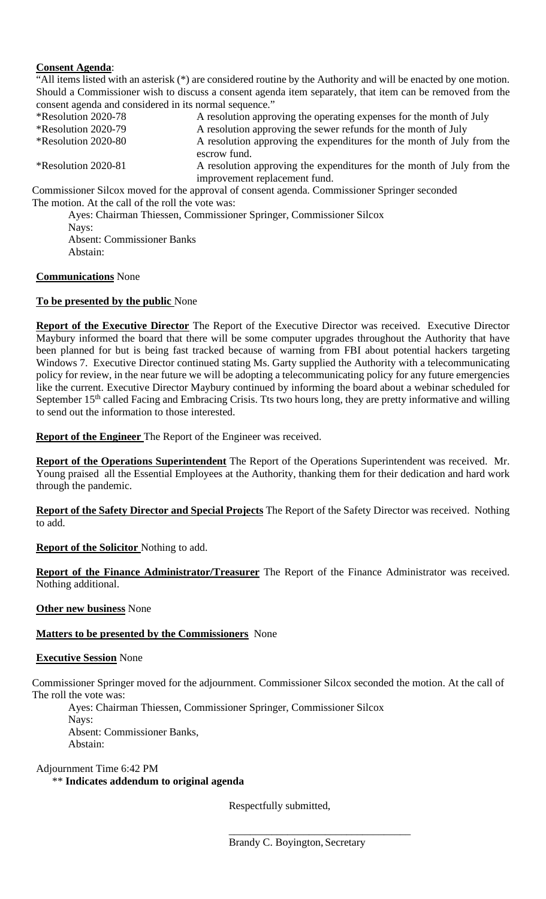**Consent Agenda**:

"All items listed with an asterisk (*) are considered routine by the Authority and will be enacted by one motion. Should a Commissioner wish to discuss a consent agenda item separately, that item can be removed from the consent agenda and considered in its normal sequence."

| | |
|---|---|
| *Resolution 2020-78 | A resolution approving the operating expenses for the month of July |
| *Resolution 2020-79 | A resolution approving the sewer refunds for the month of July |
| *Resolution 2020-80 | A resolution approving the expenditures for the month of July from the escrow fund. |
| *Resolution 2020-81 | A resolution approving the expenditures for the month of July from the improvement replacement fund. |

Commissioner Silcox moved for the approval of consent agenda. Commissioner Springer seconded The motion. At the call of the roll the vote was:

Ayes: Chairman Thiessen, Commissioner Springer, Commissioner Silcox
Nays:
Absent: Commissioner Banks
Abstain:

**Communications** None

**To be presented by the public** None

**Report of the Executive Director** The Report of the Executive Director was received. Executive Director Maybury informed the board that there will be some computer upgrades throughout the Authority that have been planned for but is being fast tracked because of warning from FBI about potential hackers targeting Windows 7. Executive Director continued stating Ms. Garty supplied the Authority with a telecommunicating policy for review, in the near future we will be adopting a telecommunicating policy for any future emergencies like the current. Executive Director Maybury continued by informing the board about a webinar scheduled for September 15th called Facing and Embracing Crisis. Tts two hours long, they are pretty informative and willing to send out the information to those interested.

**Report of the Engineer** The Report of the Engineer was received.

**Report of the Operations Superintendent** The Report of the Operations Superintendent was received. Mr. Young praised all the Essential Employees at the Authority, thanking them for their dedication and hard work through the pandemic.

**Report of the Safety Director and Special Projects** The Report of the Safety Director was received. Nothing to add.

**Report of the Solicitor** Nothing to add.

**Report of the Finance Administrator/Treasurer** The Report of the Finance Administrator was received. Nothing additional.

**Other new business** None

**Matters to be presented by the Commissioners** None

**Executive Session** None

Commissioner Springer moved for the adjournment. Commissioner Silcox seconded the motion. At the call of The roll the vote was:

Ayes: Chairman Thiessen, Commissioner Springer, Commissioner Silcox
Nays:
Absent: Commissioner Banks,
Abstain:

Adjournment Time 6:42 PM

** **Indicates addendum to original agenda**

Respectfully submitted,

\_\_\_\_\_\_\_\_\_\_\_\_\_\_\_\_\_\_\_\_\_\_\_\_\_\_\_\_\_\_\_\_\_\_

Brandy C. Boyington, Secretary